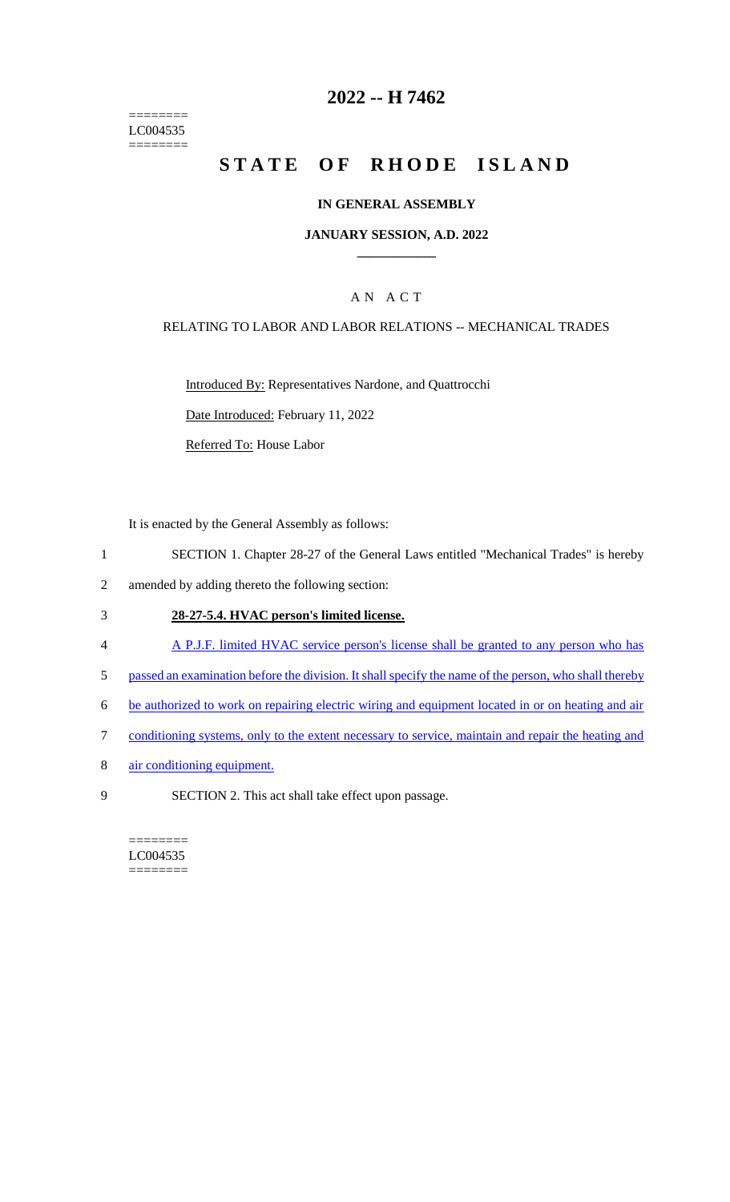========
LC004535
========

# 2022 -- H 7462

# STATE OF RHODE ISLAND

## IN GENERAL ASSEMBLY

### JANUARY SESSION, A.D. 2022

---

AN ACT

RELATING TO LABOR AND LABOR RELATIONS -- MECHANICAL TRADES

Introduced By: Representatives Nardone, and Quattrocchi

Date Introduced: February 11, 2022

Referred To: House Labor

It is enacted by the General Assembly as follows:

1 SECTION 1. Chapter 28-27 of the General Laws entitled "Mechanical Trades" is hereby
2 amended by adding thereto the following section:

3 **28-27-5.4. HVAC person's limited license.**

4 A P.J.F. limited HVAC service person's license shall be granted to any person who has
5 passed an examination before the division. It shall specify the name of the person, who shall thereby
6 be authorized to work on repairing electric wiring and equipment located in or on heating and air
7 conditioning systems, only to the extent necessary to service, maintain and repair the heating and
8 air conditioning equipment.

9 SECTION 2. This act shall take effect upon passage.

========
LC004535
========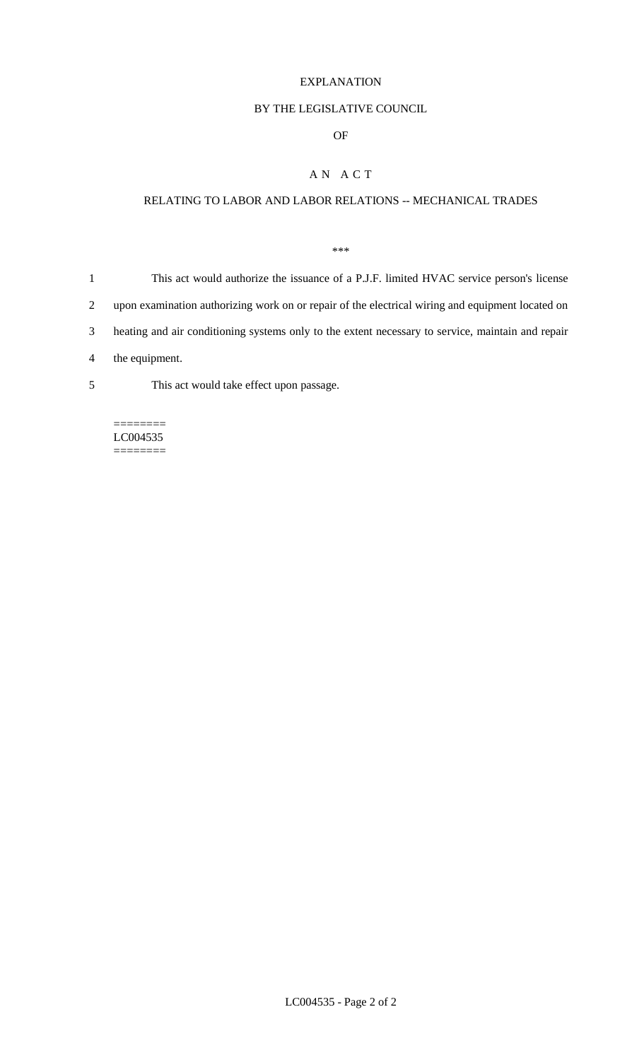EXPLANATION

BY THE LEGISLATIVE COUNCIL

OF

A N A C T

RELATING TO LABOR AND LABOR RELATIONS -- MECHANICAL TRADES

\*\*\*

This act would authorize the issuance of a P.J.F. limited HVAC service person's license upon examination authorizing work on or repair of the electrical wiring and equipment located on heating and air conditioning systems only to the extent necessary to service, maintain and repair the equipment.

This act would take effect upon passage.

========
LC004535
========